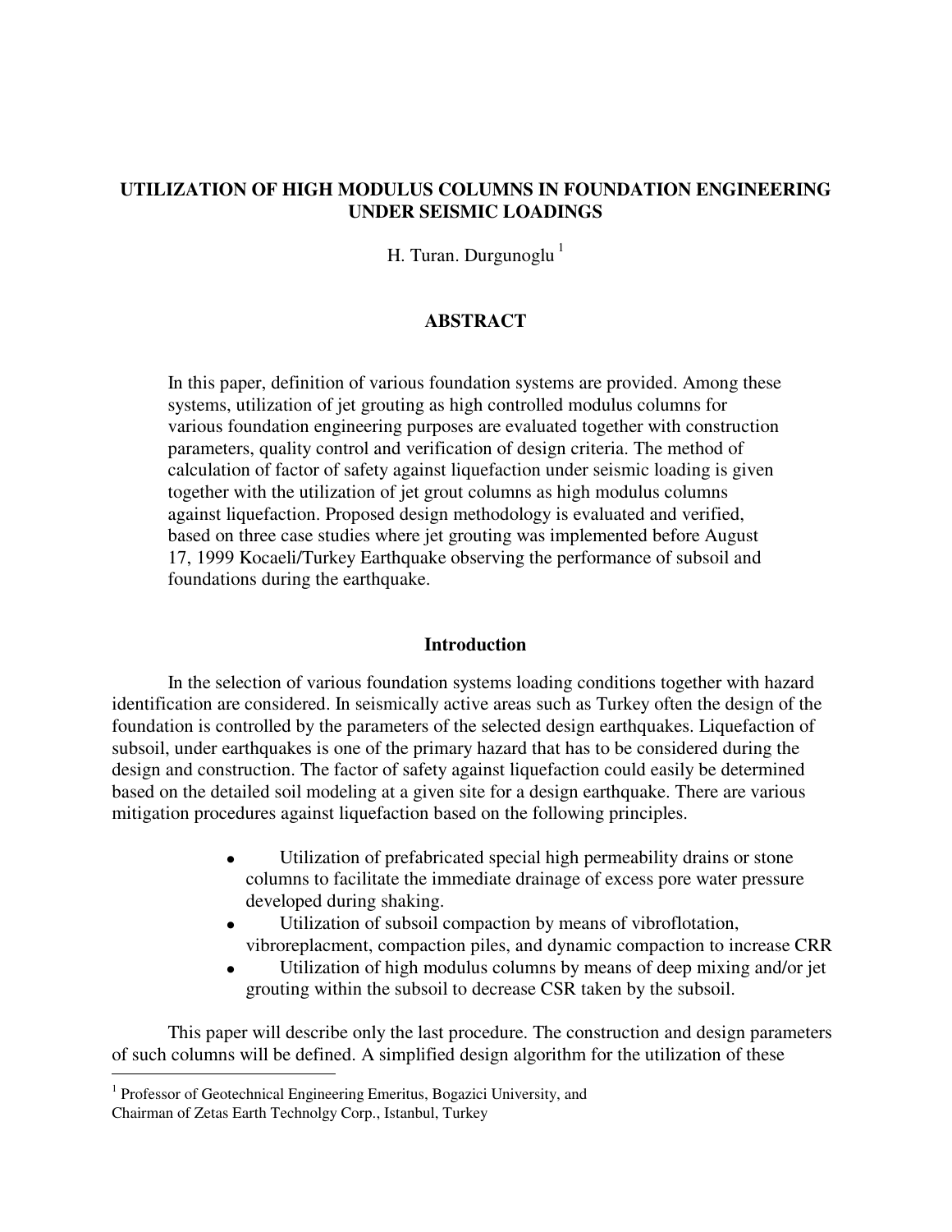# UTILIZATION OF HIGH MODULUS COLUMNS IN FOUNDATION ENGINEERING UNDER SEISMIC LOADINGS

H. Turan. Durgunoglu [1]

## ABSTRACT

In this paper, definition of various foundation systems are provided. Among these systems, utilization of jet grouting as high controlled modulus columns for various foundation engineering purposes are evaluated together with construction parameters, quality control and verification of design criteria. The method of calculation of factor of safety against liquefaction under seismic loading is given together with the utilization of jet grout columns as high modulus columns against liquefaction. Proposed design methodology is evaluated and verified, based on three case studies where jet grouting was implemented before August 17, 1999 Kocaeli/Turkey Earthquake observing the performance of subsoil and foundations during the earthquake.

## Introduction

In the selection of various foundation systems loading conditions together with hazard identification are considered. In seismically active areas such as Turkey often the design of the foundation is controlled by the parameters of the selected design earthquakes. Liquefaction of subsoil, under earthquakes is one of the primary hazard that has to be considered during the design and construction. The factor of safety against liquefaction could easily be determined based on the detailed soil modeling at a given site for a design earthquake. There are various mitigation procedures against liquefaction based on the following principles.

- Utilization of prefabricated special high permeability drains or stone columns to facilitate the immediate drainage of excess pore water pressure developed during shaking.
- Utilization of subsoil compaction by means of vibroflotation, vibroreplacment, compaction piles, and dynamic compaction to increase CRR
- Utilization of high modulus columns by means of deep mixing and/or jet grouting within the subsoil to decrease CSR taken by the subsoil.

This paper will describe only the last procedure. The construction and design parameters of such columns will be defined. A simplified design algorithm for the utilization of these

[1] Professor of Geotechnical Engineering Emeritus, Bogazici University, and Chairman of Zetas Earth Technolgy Corp., Istanbul, Turkey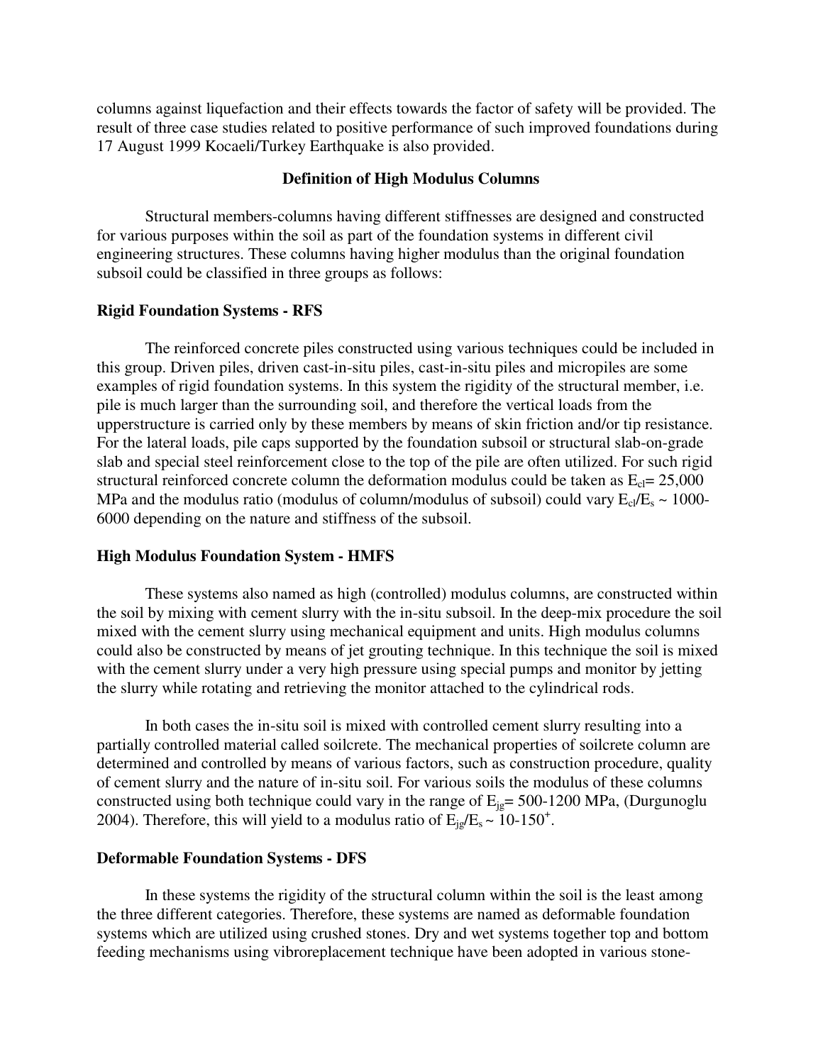columns against liquefaction and their effects towards the factor of safety will be provided. The result of three case studies related to positive performance of such improved foundations during 17 August 1999 Kocaeli/Turkey Earthquake is also provided.

## Definition of High Modulus Columns

Structural members-columns having different stiffnesses are designed and constructed for various purposes within the soil as part of the foundation systems in different civil engineering structures. These columns having higher modulus than the original foundation subsoil could be classified in three groups as follows:

### Rigid Foundation Systems - RFS

The reinforced concrete piles constructed using various techniques could be included in this group. Driven piles, driven cast-in-situ piles, cast-in-situ piles and micropiles are some examples of rigid foundation systems. In this system the rigidity of the structural member, i.e. pile is much larger than the surrounding soil, and therefore the vertical loads from the upperstructure is carried only by these members by means of skin friction and/or tip resistance. For the lateral loads, pile caps supported by the foundation subsoil or structural slab-on-grade slab and special steel reinforcement close to the top of the pile are often utilized. For such rigid structural reinforced concrete column the deformation modulus could be taken as $E_{cl}$= 25,000 MPa and the modulus ratio (modulus of column/modulus of subsoil) could vary $E_{cl}/E_s \sim$ 1000-6000 depending on the nature and stiffness of the subsoil.

### High Modulus Foundation System - HMFS

These systems also named as high (controlled) modulus columns, are constructed within the soil by mixing with cement slurry with the in-situ subsoil. In the deep-mix procedure the soil mixed with the cement slurry using mechanical equipment and units. High modulus columns could also be constructed by means of jet grouting technique. In this technique the soil is mixed with the cement slurry under a very high pressure using special pumps and monitor by jetting the slurry while rotating and retrieving the monitor attached to the cylindrical rods.

In both cases the in-situ soil is mixed with controlled cement slurry resulting into a partially controlled material called soilcrete. The mechanical properties of soilcrete column are determined and controlled by means of various factors, such as construction procedure, quality of cement slurry and the nature of in-situ soil. For various soils the modulus of these columns constructed using both technique could vary in the range of $E_{jg}$= 500-1200 MPa, (Durgunoglu 2004). Therefore, this will yield to a modulus ratio of $E_{jg}/E_s \sim 10\text{-}150^{+}$.

### Deformable Foundation Systems - DFS

In these systems the rigidity of the structural column within the soil is the least among the three different categories. Therefore, these systems are named as deformable foundation systems which are utilized using crushed stones. Dry and wet systems together top and bottom feeding mechanisms using vibroreplacement technique have been adopted in various stone-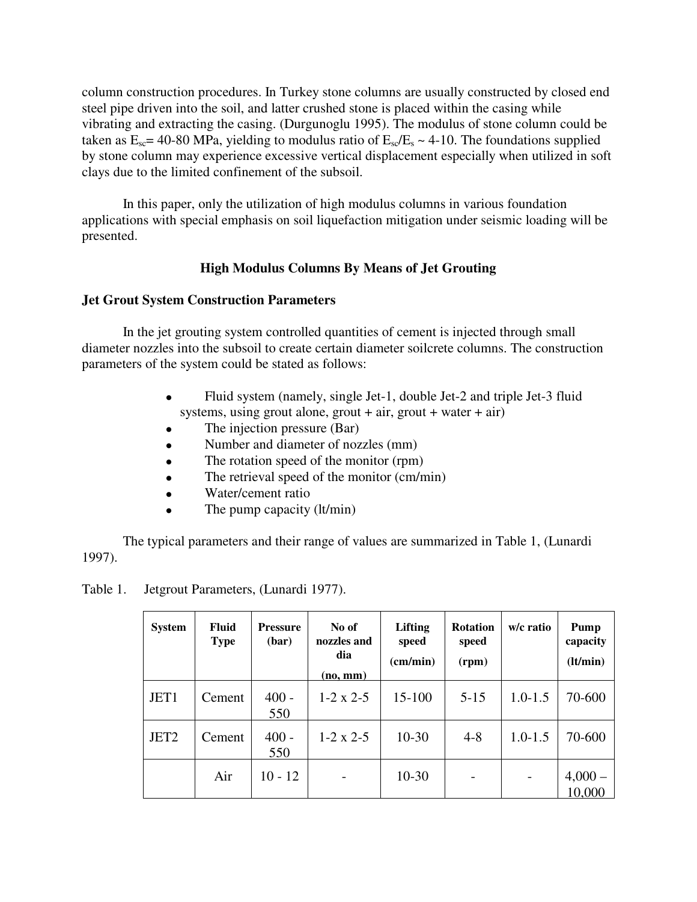column construction procedures. In Turkey stone columns are usually constructed by closed end steel pipe driven into the soil, and latter crushed stone is placed within the casing while vibrating and extracting the casing. (Durgunoglu 1995). The modulus of stone column could be taken as $E_{sc}$= 40-80 MPa, yielding to modulus ratio of $E_{sc}/E_s$ ~ 4-10. The foundations supplied by stone column may experience excessive vertical displacement especially when utilized in soft clays due to the limited confinement of the subsoil.

In this paper, only the utilization of high modulus columns in various foundation applications with special emphasis on soil liquefaction mitigation under seismic loading will be presented.

## High Modulus Columns By Means of Jet Grouting

### Jet Grout System Construction Parameters

In the jet grouting system controlled quantities of cement is injected through small diameter nozzles into the subsoil to create certain diameter soilcrete columns. The construction parameters of the system could be stated as follows:

- Fluid system (namely, single Jet-1, double Jet-2 and triple Jet-3 fluid systems, using grout alone, grout + air, grout + water + air)
- The injection pressure (Bar)
- Number and diameter of nozzles (mm)
- The rotation speed of the monitor (rpm)
- The retrieval speed of the monitor (cm/min)
- Water/cement ratio
- The pump capacity (lt/min)

The typical parameters and their range of values are summarized in Table 1, (Lunardi 1997).

Table 1. Jetgrout Parameters, (Lunardi 1977).

| System | Fluid Type | Pressure (bar) | No of nozzles and dia (no, mm) | Lifting speed (cm/min) | Rotation speed (rpm) | w/c ratio | Pump capacity (lt/min) |
|---|---|---|---|---|---|---|---|
| JET1 | Cement | 400 - 550 | 1-2 x 2-5 | 15-100 | 5-15 | 1.0-1.5 | 70-600 |
| JET2 | Cement | 400 - 550 | 1-2 x 2-5 | 10-30 | 4-8 | 1.0-1.5 | 70-600 |
| | Air | 10 - 12 | - | 10-30 | - | - | 4,000 – 10,000 |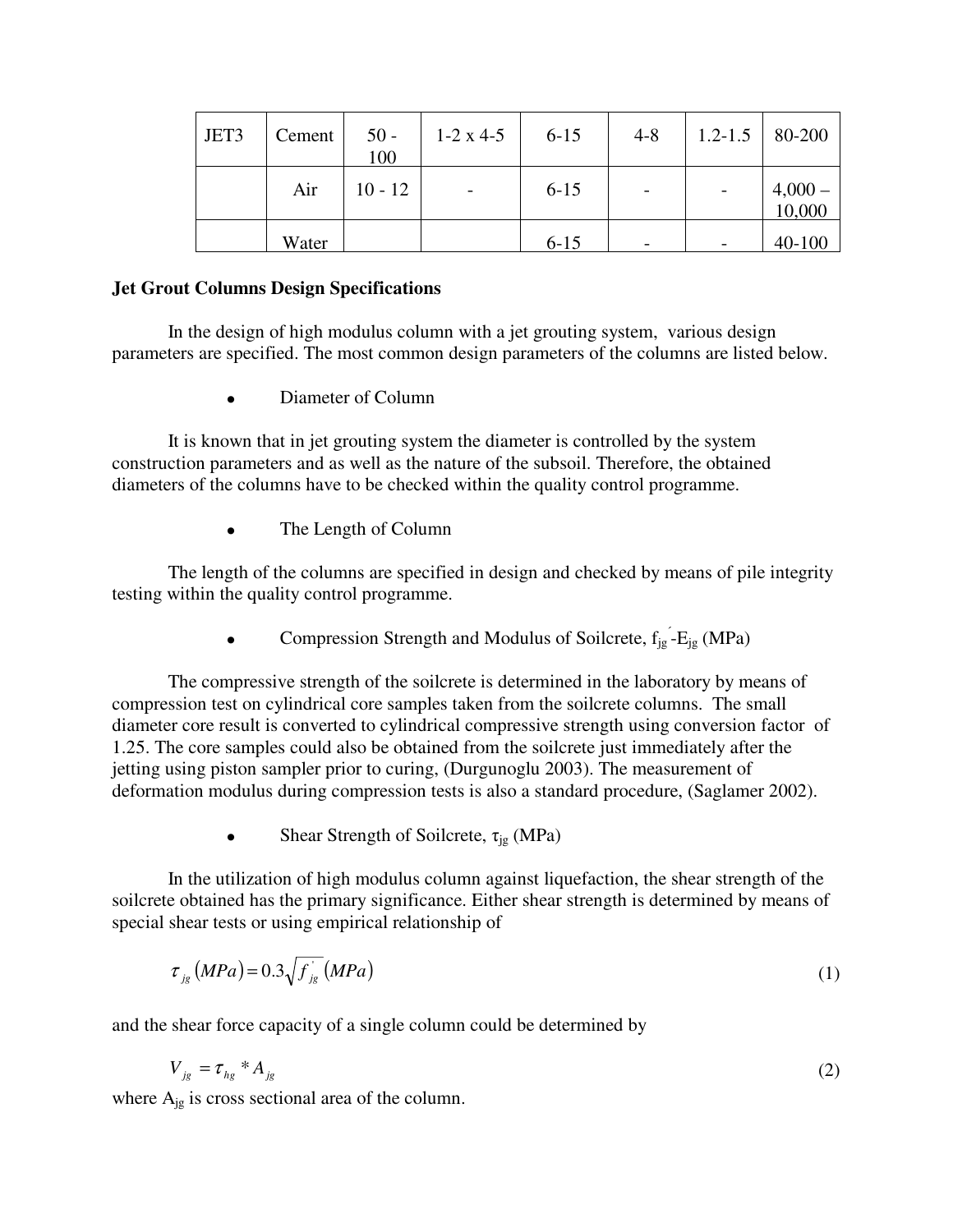| JET3 | Cement | 50 - 100 | 1-2 x 4-5 | 6-15 | 4-8 | 1.2-1.5 | 80-200 |
|---|---|---|---|---|---|---|---|
| | Air | 10 - 12 | - | 6-15 | - | - | 4,000 – 10,000 |
| | Water | | | 6-15 | - | - | 40-100 |

**Jet Grout Columns Design Specifications**

In the design of high modulus column with a jet grouting system, various design parameters are specified. The most common design parameters of the columns are listed below.

- Diameter of Column

It is known that in jet grouting system the diameter is controlled by the system construction parameters and as well as the nature of the subsoil. Therefore, the obtained diameters of the columns have to be checked within the quality control programme.

- The Length of Column

The length of the columns are specified in design and checked by means of pile integrity testing within the quality control programme.

- Compression Strength and Modulus of Soilcrete, $f_{jg}^{'}$-$E_{jg}$ (MPa)

The compressive strength of the soilcrete is determined in the laboratory by means of compression test on cylindrical core samples taken from the soilcrete columns. The small diameter core result is converted to cylindrical compressive strength using conversion factor of 1.25. The core samples could also be obtained from the soilcrete just immediately after the jetting using piston sampler prior to curing, (Durgunoglu 2003). The measurement of deformation modulus during compression tests is also a standard procedure, (Saglamer 2002).

- Shear Strength of Soilcrete, $\tau_{jg}$ (MPa)

In the utilization of high modulus column against liquefaction, the shear strength of the soilcrete obtained has the primary significance. Either shear strength is determined by means of special shear tests or using empirical relationship of

$$\tau_{jg}(MPa) = 0.3\sqrt{f_{jg}^{'}}(MPa) \tag{1}$$

and the shear force capacity of a single column could be determined by

$$V_{jg} = \tau_{hg} * A_{jg} \tag{2}$$

where $A_{jg}$ is cross sectional area of the column.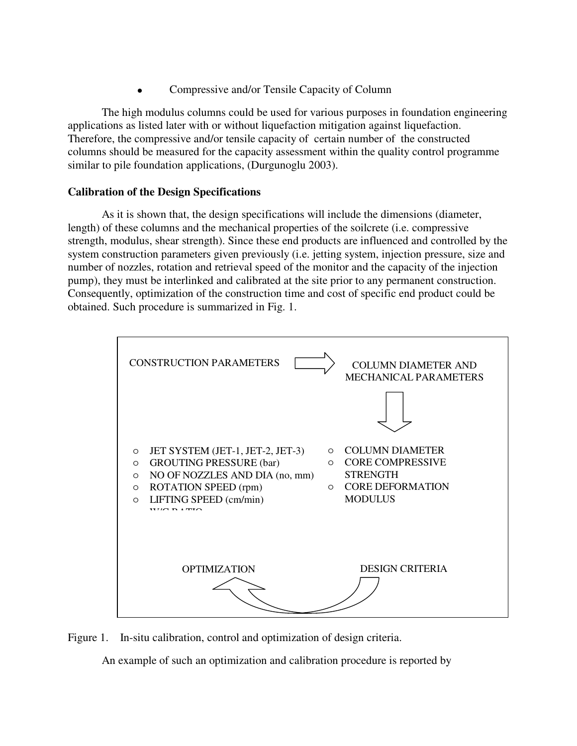- Compressive and/or Tensile Capacity of Column

The high modulus columns could be used for various purposes in foundation engineering applications as listed later with or without liquefaction mitigation against liquefaction. Therefore, the compressive and/or tensile capacity of certain number of the constructed columns should be measured for the capacity assessment within the quality control programme similar to pile foundation applications, (Durgunoglu 2003).

**Calibration of the Design Specifications**

As it is shown that, the design specifications will include the dimensions (diameter, length) of these columns and the mechanical properties of the soilcrete (i.e. compressive strength, modulus, shear strength). Since these end products are influenced and controlled by the system construction parameters given previously (i.e. jetting system, injection pressure, size and number of nozzles, rotation and retrieval speed of the monitor and the capacity of the injection pump), they must be interlinked and calibrated at the site prior to any permanent construction. Consequently, optimization of the construction time and cost of specific end product could be obtained. Such procedure is summarized in Fig. 1.

CONSTRUCTION PARAMETERS → COLUMN DIAMETER AND MECHANICAL PARAMETERS

- JET SYSTEM (JET-1, JET-2, JET-3)
- GROUTING PRESSURE (bar)
- NO OF NOZZLES AND DIA (no, mm)
- ROTATION SPEED (rpm)
- LIFTING SPEED (cm/min)
- W/C RATIO

- COLUMN DIAMETER
- CORE COMPRESSIVE STRENGTH
- CORE DEFORMATION MODULUS

OPTIMIZATION ← DESIGN CRITERIA

Figure 1. In-situ calibration, control and optimization of design criteria.

An example of such an optimization and calibration procedure is reported by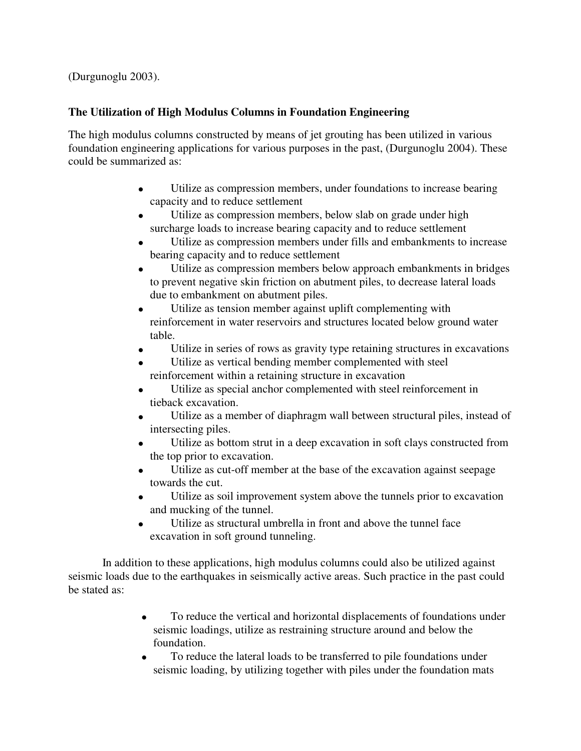(Durgunoglu 2003).

## The Utilization of High Modulus Columns in Foundation Engineering

The high modulus columns constructed by means of jet grouting has been utilized in various foundation engineering applications for various purposes in the past, (Durgunoglu 2004). These could be summarized as:

- Utilize as compression members, under foundations to increase bearing capacity and to reduce settlement
- Utilize as compression members, below slab on grade under high surcharge loads to increase bearing capacity and to reduce settlement
- Utilize as compression members under fills and embankments to increase bearing capacity and to reduce settlement
- Utilize as compression members below approach embankments in bridges to prevent negative skin friction on abutment piles, to decrease lateral loads due to embankment on abutment piles.
- Utilize as tension member against uplift complementing with reinforcement in water reservoirs and structures located below ground water table.
- Utilize in series of rows as gravity type retaining structures in excavations
- Utilize as vertical bending member complemented with steel reinforcement within a retaining structure in excavation
- Utilize as special anchor complemented with steel reinforcement in tieback excavation.
- Utilize as a member of diaphragm wall between structural piles, instead of intersecting piles.
- Utilize as bottom strut in a deep excavation in soft clays constructed from the top prior to excavation.
- Utilize as cut-off member at the base of the excavation against seepage towards the cut.
- Utilize as soil improvement system above the tunnels prior to excavation and mucking of the tunnel.
- Utilize as structural umbrella in front and above the tunnel face excavation in soft ground tunneling.

In addition to these applications, high modulus columns could also be utilized against seismic loads due to the earthquakes in seismically active areas. Such practice in the past could be stated as:

- To reduce the vertical and horizontal displacements of foundations under seismic loadings, utilize as restraining structure around and below the foundation.
- To reduce the lateral loads to be transferred to pile foundations under seismic loading, by utilizing together with piles under the foundation mats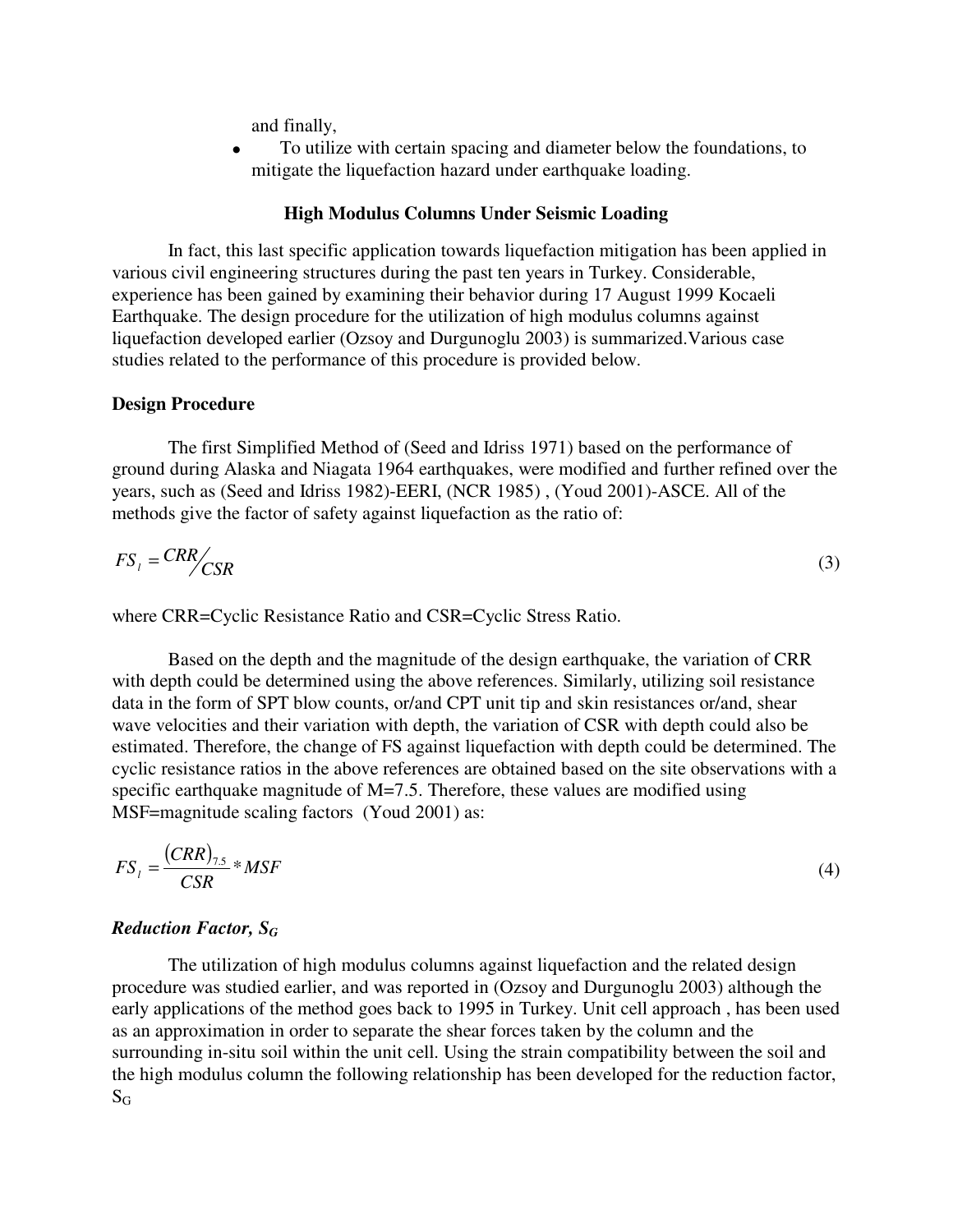and finally,

- To utilize with certain spacing and diameter below the foundations, to mitigate the liquefaction hazard under earthquake loading.

## High Modulus Columns Under Seismic Loading

In fact, this last specific application towards liquefaction mitigation has been applied in various civil engineering structures during the past ten years in Turkey. Considerable, experience has been gained by examining their behavior during 17 August 1999 Kocaeli Earthquake. The design procedure for the utilization of high modulus columns against liquefaction developed earlier (Ozsoy and Durgunoglu 2003) is summarized.Various case studies related to the performance of this procedure is provided below.

### Design Procedure

The first Simplified Method of (Seed and Idriss 1971) based on the performance of ground during Alaska and Niagata 1964 earthquakes, were modified and further refined over the years, such as (Seed and Idriss 1982)-EERI, (NCR 1985) , (Youd 2001)-ASCE. All of the methods give the factor of safety against liquefaction as the ratio of:

$$FS_l = CRR/CSR \tag{3}$$

where CRR=Cyclic Resistance Ratio and CSR=Cyclic Stress Ratio.

Based on the depth and the magnitude of the design earthquake, the variation of CRR with depth could be determined using the above references. Similarly, utilizing soil resistance data in the form of SPT blow counts, or/and CPT unit tip and skin resistances or/and, shear wave velocities and their variation with depth, the variation of CSR with depth could also be estimated. Therefore, the change of FS against liquefaction with depth could be determined. The cyclic resistance ratios in the above references are obtained based on the site observations with a specific earthquake magnitude of M=7.5. Therefore, these values are modified using MSF=magnitude scaling factors (Youd 2001) as:

$$FS_l = \frac{(CRR)_{7.5}}{CSR} * MSF \tag{4}$$

#### *Reduction Factor, $S_G$*

The utilization of high modulus columns against liquefaction and the related design procedure was studied earlier, and was reported in (Ozsoy and Durgunoglu 2003) although the early applications of the method goes back to 1995 in Turkey. Unit cell approach , has been used as an approximation in order to separate the shear forces taken by the column and the surrounding in-situ soil within the unit cell. Using the strain compatibility between the soil and the high modulus column the following relationship has been developed for the reduction factor, $S_G$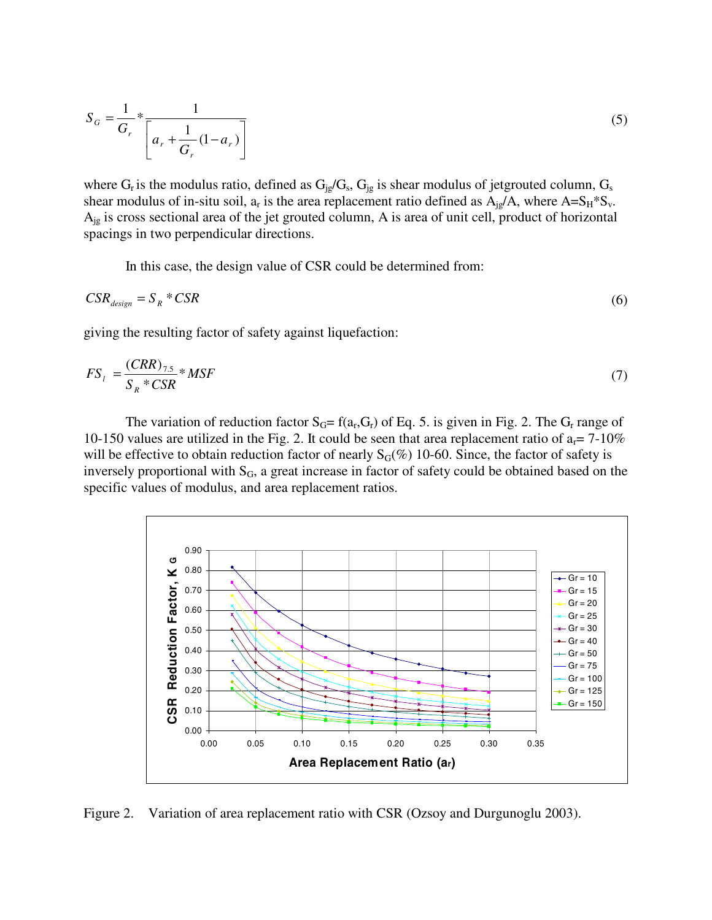$$S_G = \frac{1}{G_r} * \frac{1}{\left[ a_r + \frac{1}{G_r}(1 - a_r) \right]} \tag{5}$$

where $G_r$ is the modulus ratio, defined as $G_{jg}/G_s$, $G_{jg}$ is shear modulus of jetgrouted column, $G_s$ shear modulus of in-situ soil, $a_r$ is the area replacement ratio defined as $A_{jg}/A$, where $A=S_H*S_v$. $A_{jg}$ is cross sectional area of the jet grouted column, A is area of unit cell, product of horizontal spacings in two perpendicular directions.

In this case, the design value of CSR could be determined from:

$$CSR_{design} = S_R * CSR \tag{6}$$

giving the resulting factor of safety against liquefaction:

$$FS_l = \frac{(CRR)_{7.5}}{S_R * CSR} * MSF \tag{7}$$

The variation of reduction factor $S_G = f(a_r, G_r)$ of Eq. 5. is given in Fig. 2. The $G_r$ range of 10-150 values are utilized in the Fig. 2. It could be seen that area replacement ratio of $a_r$= 7-10% will be effective to obtain reduction factor of nearly $S_G$(%) 10-60. Since, the factor of safety is inversely proportional with $S_G$, a great increase in factor of safety could be obtained based on the specific values of modulus, and area replacement ratios.

Figure 2. Variation of area replacement ratio with CSR (Ozsoy and Durgunoglu 2003).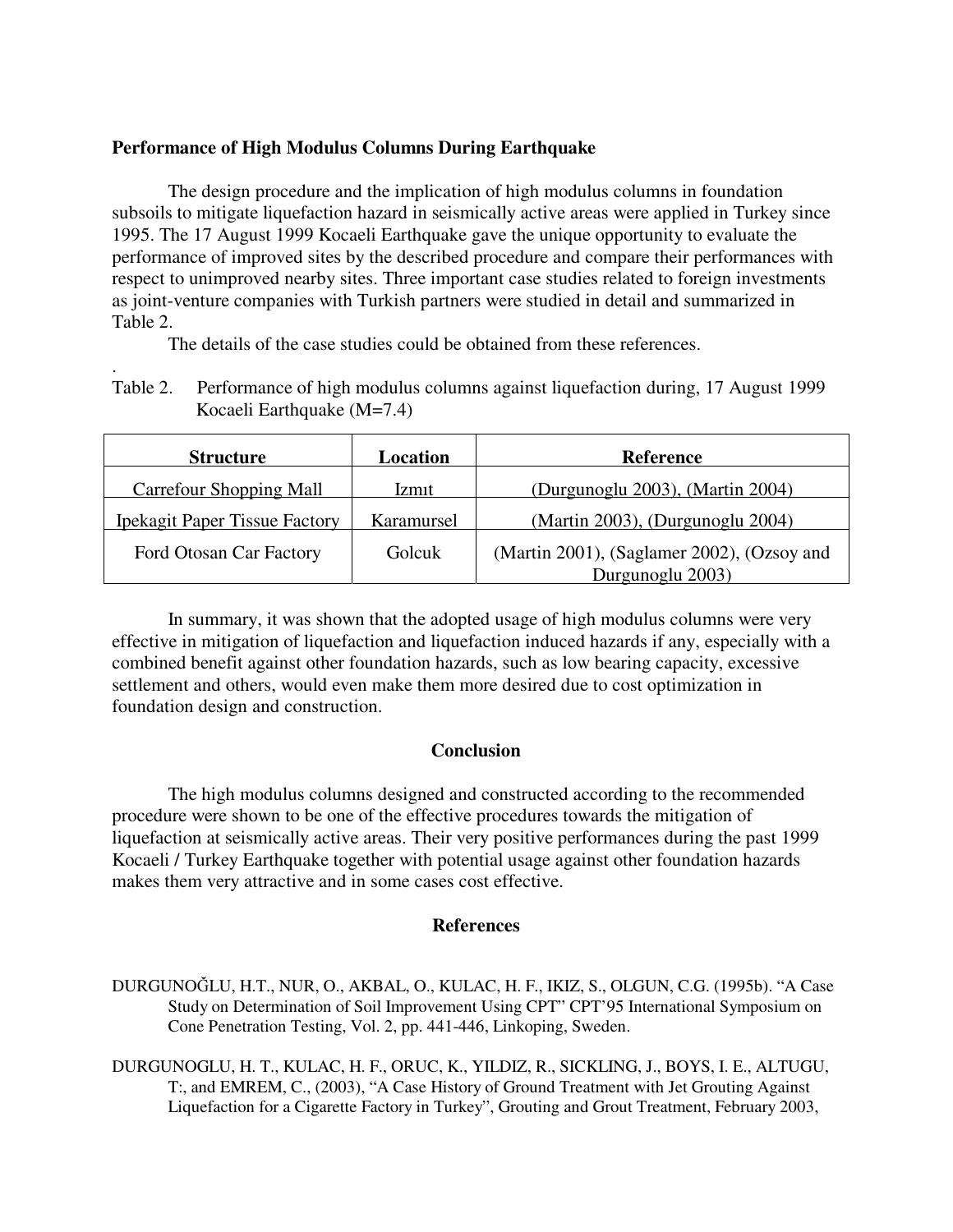### Performance of High Modulus Columns During Earthquake

The design procedure and the implication of high modulus columns in foundation subsoils to mitigate liquefaction hazard in seismically active areas were applied in Turkey since 1995. The 17 August 1999 Kocaeli Earthquake gave the unique opportunity to evaluate the performance of improved sites by the described procedure and compare their performances with respect to unimproved nearby sites. Three important case studies related to foreign investments as joint-venture companies with Turkish partners were studied in detail and summarized in Table 2.

The details of the case studies could be obtained from these references.

.

Table 2. Performance of high modulus columns against liquefaction during, 17 August 1999 Kocaeli Earthquake (M=7.4)

| Structure | Location | Reference |
|---|---|---|
| Carrefour Shopping Mall | Izmıt | (Durgunoglu 2003), (Martin 2004) |
| Ipekagit Paper Tissue Factory | Karamursel | (Martin 2003), (Durgunoglu 2004) |
| Ford Otosan Car Factory | Golcuk | (Martin 2001), (Saglamer 2002), (Ozsoy and Durgunoglu 2003) |

In summary, it was shown that the adopted usage of high modulus columns were very effective in mitigation of liquefaction and liquefaction induced hazards if any, especially with a combined benefit against other foundation hazards, such as low bearing capacity, excessive settlement and others, would even make them more desired due to cost optimization in foundation design and construction.

## Conclusion

The high modulus columns designed and constructed according to the recommended procedure were shown to be one of the effective procedures towards the mitigation of liquefaction at seismically active areas. Their very positive performances during the past 1999 Kocaeli / Turkey Earthquake together with potential usage against other foundation hazards makes them very attractive and in some cases cost effective.

## References

DURGUNOĞLU, H.T., NUR, O., AKBAL, O., KULAC, H. F., IKIZ, S., OLGUN, C.G. (1995b). "A Case Study on Determination of Soil Improvement Using CPT" CPT'95 International Symposium on Cone Penetration Testing, Vol. 2, pp. 441-446, Linkoping, Sweden.

DURGUNOGLU, H. T., KULAC, H. F., ORUC, K., YILDIZ, R., SICKLING, J., BOYS, I. E., ALTUGU, T:, and EMREM, C., (2003), "A Case History of Ground Treatment with Jet Grouting Against Liquefaction for a Cigarette Factory in Turkey", Grouting and Grout Treatment, February 2003,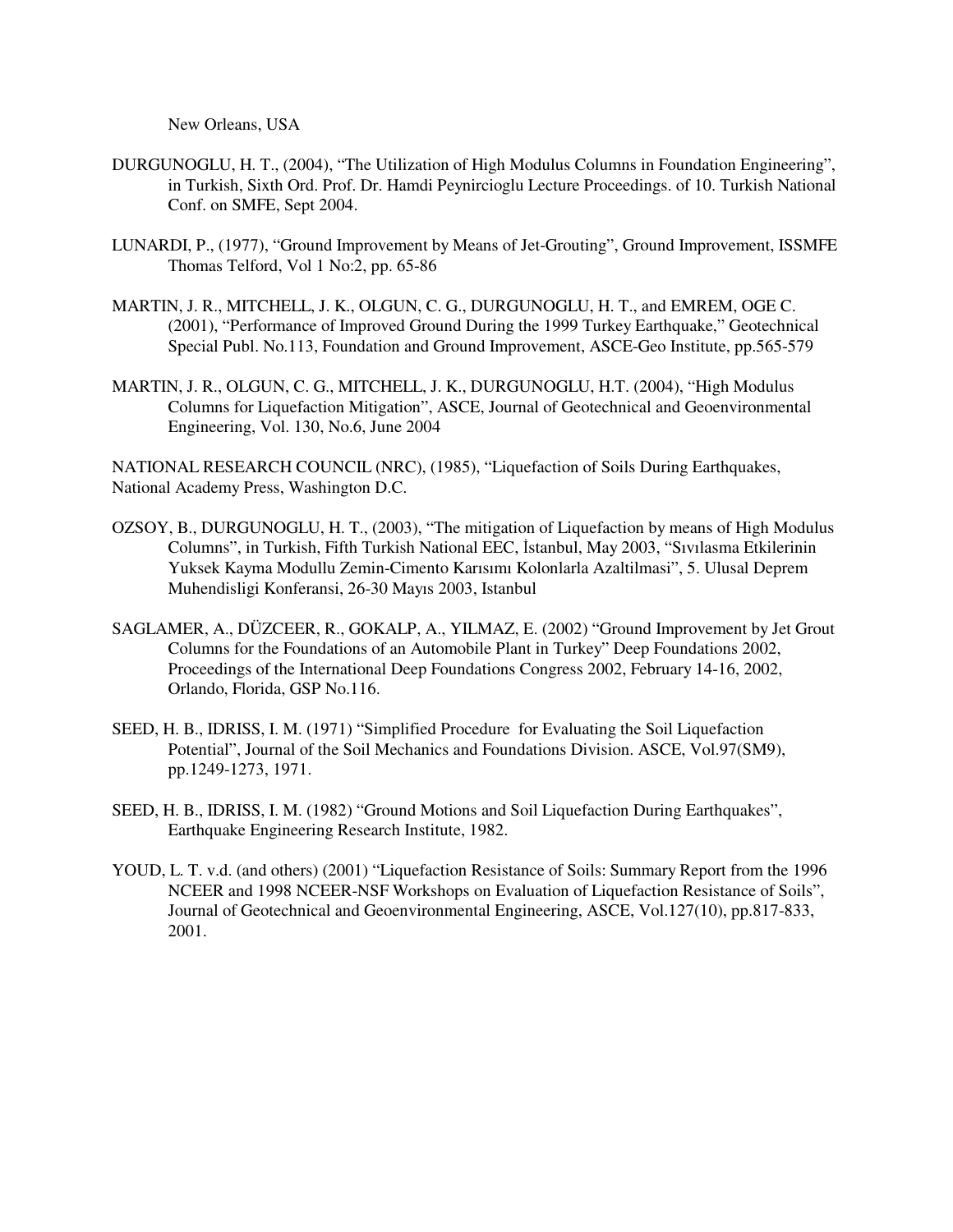New Orleans, USA

DURGUNOGLU, H. T., (2004), "The Utilization of High Modulus Columns in Foundation Engineering", in Turkish, Sixth Ord. Prof. Dr. Hamdi Peynircioglu Lecture Proceedings. of 10. Turkish National Conf. on SMFE, Sept 2004.

LUNARDI, P., (1977), "Ground Improvement by Means of Jet-Grouting", Ground Improvement, ISSMFE Thomas Telford, Vol 1 No:2, pp. 65-86

MARTIN, J. R., MITCHELL, J. K., OLGUN, C. G., DURGUNOGLU, H. T., and EMREM, OGE C. (2001), "Performance of Improved Ground During the 1999 Turkey Earthquake," Geotechnical Special Publ. No.113, Foundation and Ground Improvement, ASCE-Geo Institute, pp.565-579

MARTIN, J. R., OLGUN, C. G., MITCHELL, J. K., DURGUNOGLU, H.T. (2004), "High Modulus Columns for Liquefaction Mitigation", ASCE, Journal of Geotechnical and Geoenvironmental Engineering, Vol. 130, No.6, June 2004

NATIONAL RESEARCH COUNCIL (NRC), (1985), "Liquefaction of Soils During Earthquakes, National Academy Press, Washington D.C.

OZSOY, B., DURGUNOGLU, H. T., (2003), "The mitigation of Liquefaction by means of High Modulus Columns", in Turkish, Fifth Turkish National EEC, İstanbul, May 2003, "Sıvılasma Etkilerinin Yuksek Kayma Modullu Zemin-Cimento Karısımı Kolonlarla Azaltilmasi", 5. Ulusal Deprem Muhendisligi Konferansi, 26-30 Mayıs 2003, Istanbul

SAGLAMER, A., DÜZCEER, R., GOKALP, A., YILMAZ, E. (2002) "Ground Improvement by Jet Grout Columns for the Foundations of an Automobile Plant in Turkey" Deep Foundations 2002, Proceedings of the International Deep Foundations Congress 2002, February 14-16, 2002, Orlando, Florida, GSP No.116.

SEED, H. B., IDRISS, I. M. (1971) "Simplified Procedure for Evaluating the Soil Liquefaction Potential", Journal of the Soil Mechanics and Foundations Division. ASCE, Vol.97(SM9), pp.1249-1273, 1971.

SEED, H. B., IDRISS, I. M. (1982) "Ground Motions and Soil Liquefaction During Earthquakes", Earthquake Engineering Research Institute, 1982.

YOUD, L. T. v.d. (and others) (2001) "Liquefaction Resistance of Soils: Summary Report from the 1996 NCEER and 1998 NCEER-NSF Workshops on Evaluation of Liquefaction Resistance of Soils", Journal of Geotechnical and Geoenvironmental Engineering, ASCE, Vol.127(10), pp.817-833, 2001.